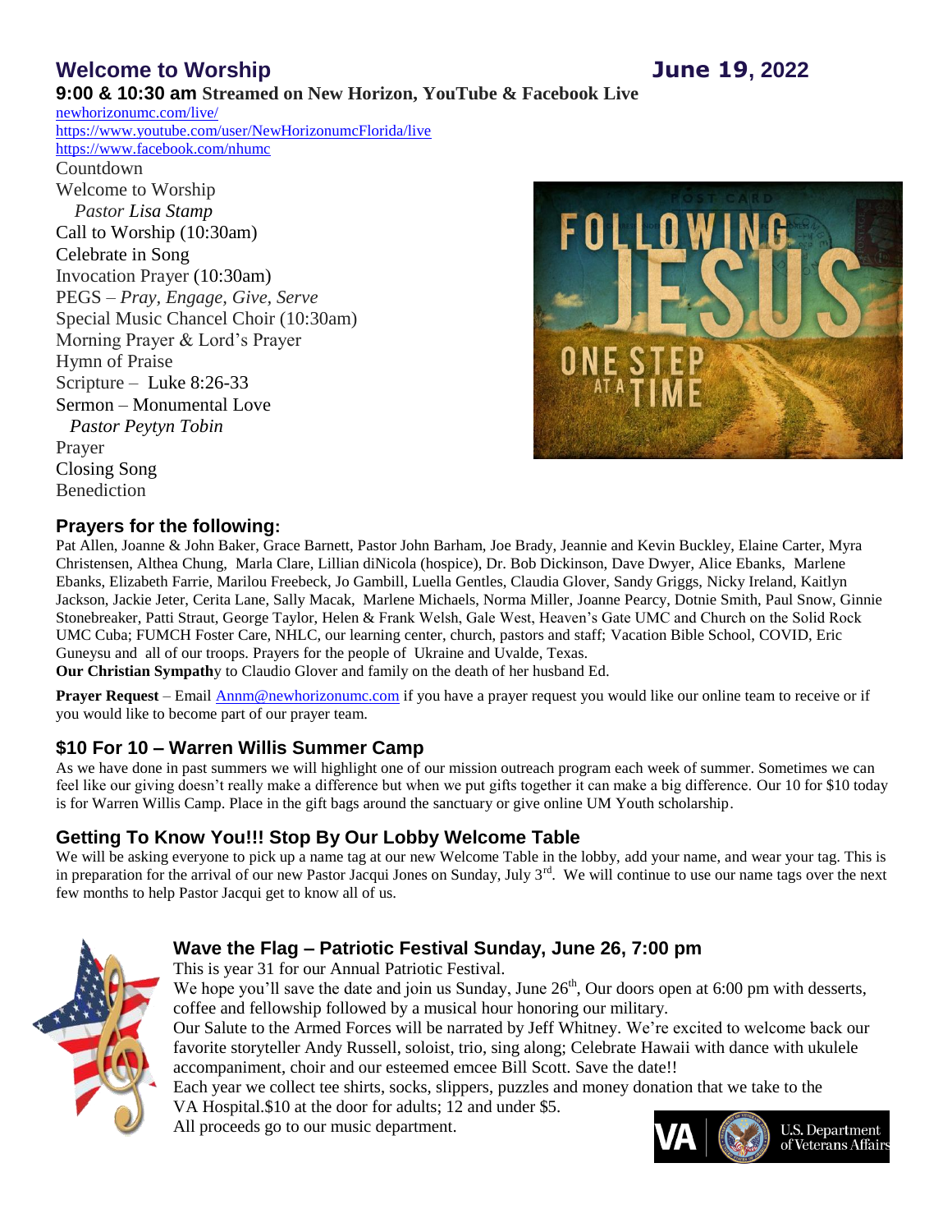# Welcome to Worship June 19, 2022

**9:00 & 10:30 am Streamed on New Horizon, YouTube & Facebook Live**

newhorizonumc.com/live/
https://www.youtube.com/user/NewHorizonumcFlorida/live
https://www.facebook.com/nhumc

Countdown
Welcome to Worship
*Pastor Lisa Stamp*
Call to Worship (10:30am)
Celebrate in Song
Invocation Prayer (10:30am)
PEGS – *Pray, Engage, Give, Serve*
Special Music Chancel Choir (10:30am)
Morning Prayer & Lord's Prayer
Hymn of Praise
Scripture – Luke 8:26-33
Sermon – Monumental Love
*Pastor Peytyn Tobin*
Prayer
Closing Song
Benediction

## Prayers for the following:

Pat Allen, Joanne & John Baker, Grace Barnett, Pastor John Barham, Joe Brady, Jeannie and Kevin Buckley, Elaine Carter, Myra Christensen, Althea Chung, Marla Clare, Lillian diNicola (hospice), Dr. Bob Dickinson, Dave Dwyer, Alice Ebanks, Marlene Ebanks, Elizabeth Farrie, Marilou Freebeck, Jo Gambill, Luella Gentles, Claudia Glover, Sandy Griggs, Nicky Ireland, Kaitlyn Jackson, Jackie Jeter, Cerita Lane, Sally Macak, Marlene Michaels, Norma Miller, Joanne Pearcy, Dotnie Smith, Paul Snow, Ginnie Stonebreaker, Patti Straut, George Taylor, Helen & Frank Welsh, Gale West, Heaven's Gate UMC and Church on the Solid Rock UMC Cuba; FUMCH Foster Care, NHLC, our learning center, church, pastors and staff; Vacation Bible School, COVID, Eric Guneysu and all of our troops. Prayers for the people of Ukraine and Uvalde, Texas.

**Our Christian Sympath**y to Claudio Glover and family on the death of her husband Ed.

**Prayer Request** – Email Annm@newhorizonumc.com if you have a prayer request you would like our online team to receive or if you would like to become part of our prayer team.

## $10 For 10 – Warren Willis Summer Camp

As we have done in past summers we will highlight one of our mission outreach program each week of summer. Sometimes we can feel like our giving doesn't really make a difference but when we put gifts together it can make a big difference. Our 10 for $10 today is for Warren Willis Camp. Place in the gift bags around the sanctuary or give online UM Youth scholarship.

## Getting To Know You!!! Stop By Our Lobby Welcome Table

We will be asking everyone to pick up a name tag at our new Welcome Table in the lobby, add your name, and wear your tag. This is in preparation for the arrival of our new Pastor Jacqui Jones on Sunday, July 3rd. We will continue to use our name tags over the next few months to help Pastor Jacqui get to know all of us.

## Wave the Flag – Patriotic Festival Sunday, June 26, 7:00 pm

This is year 31 for our Annual Patriotic Festival.

We hope you'll save the date and join us Sunday, June 26th, Our doors open at 6:00 pm with desserts, coffee and fellowship followed by a musical hour honoring our military.

Our Salute to the Armed Forces will be narrated by Jeff Whitney. We're excited to welcome back our favorite storyteller Andy Russell, soloist, trio, sing along; Celebrate Hawaii with dance with ukulele accompaniment, choir and our esteemed emcee Bill Scott. Save the date!!

Each year we collect tee shirts, socks, slippers, puzzles and money donation that we take to the VA Hospital.$10 at the door for adults; 12 and under $5.

All proceeds go to our music department.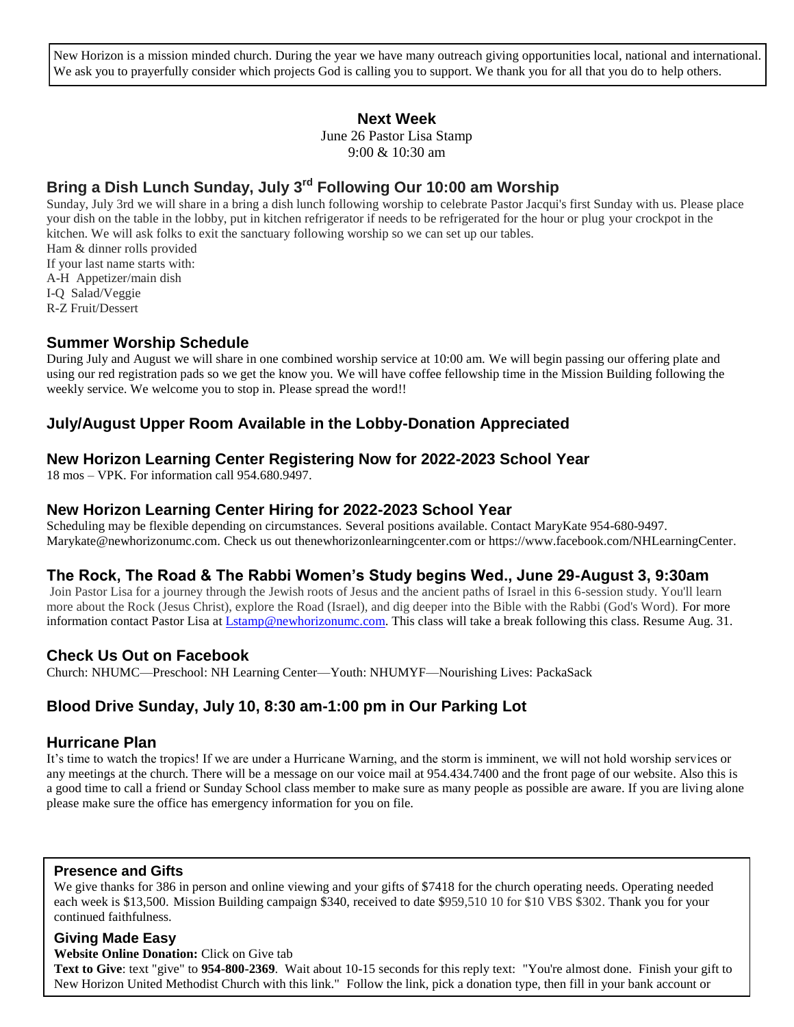New Horizon is a mission minded church. During the year we have many outreach giving opportunities local, national and international. We ask you to prayerfully consider which projects God is calling you to support. We thank you for all that you do to help others.

## Next Week

June 26 Pastor Lisa Stamp
9:00 & 10:30 am

## Bring a Dish Lunch Sunday, July 3rd Following Our 10:00 am Worship

Sunday, July 3rd we will share in a bring a dish lunch following worship to celebrate Pastor Jacqui's first Sunday with us. Please place your dish on the table in the lobby, put in kitchen refrigerator if needs to be refrigerated for the hour or plug your crockpot in the kitchen. We will ask folks to exit the sanctuary following worship so we can set up our tables.

Ham & dinner rolls provided
If your last name starts with:
A-H Appetizer/main dish
I-Q Salad/Veggie
R-Z Fruit/Dessert

## Summer Worship Schedule

During July and August we will share in one combined worship service at 10:00 am. We will begin passing our offering plate and using our red registration pads so we get the know you. We will have coffee fellowship time in the Mission Building following the weekly service. We welcome you to stop in. Please spread the word!!

## July/August Upper Room Available in the Lobby-Donation Appreciated

## New Horizon Learning Center Registering Now for 2022-2023 School Year

18 mos – VPK. For information call 954.680.9497.

## New Horizon Learning Center Hiring for 2022-2023 School Year

Scheduling may be flexible depending on circumstances. Several positions available. Contact MaryKate 954-680-9497. Marykate@newhorizonumc.com. Check us out thenewhorizonlearningcenter.com or https://www.facebook.com/NHLearningCenter.

## The Rock, The Road & The Rabbi Women's Study begins Wed., June 29-August 3, 9:30am

Join Pastor Lisa for a journey through the Jewish roots of Jesus and the ancient paths of Israel in this 6-session study. You'll learn more about the Rock (Jesus Christ), explore the Road (Israel), and dig deeper into the Bible with the Rabbi (God's Word). For more information contact Pastor Lisa at Lstamp@newhorizonumc.com. This class will take a break following this class. Resume Aug. 31.

## Check Us Out on Facebook

Church: NHUMC—Preschool: NH Learning Center—Youth: NHUMYF—Nourishing Lives: PackaSack

## Blood Drive Sunday, July 10, 8:30 am-1:00 pm in Our Parking Lot

## Hurricane Plan

It's time to watch the tropics! If we are under a Hurricane Warning, and the storm is imminent, we will not hold worship services or any meetings at the church. There will be a message on our voice mail at 954.434.7400 and the front page of our website. Also this is a good time to call a friend or Sunday School class member to make sure as many people as possible are aware. If you are living alone please make sure the office has emergency information for you on file.

### Presence and Gifts

We give thanks for 386 in person and online viewing and your gifts of $7418 for the church operating needs. Operating needed each week is $13,500. Mission Building campaign $340, received to date $959,510 10 for $10 VBS $302. Thank you for your continued faithfulness.

### Giving Made Easy

**Website Online Donation:** Click on Give tab

**Text to Give**: text "give" to **954-800-2369**. Wait about 10-15 seconds for this reply text: "You're almost done. Finish your gift to New Horizon United Methodist Church with this link." Follow the link, pick a donation type, then fill in your bank account or